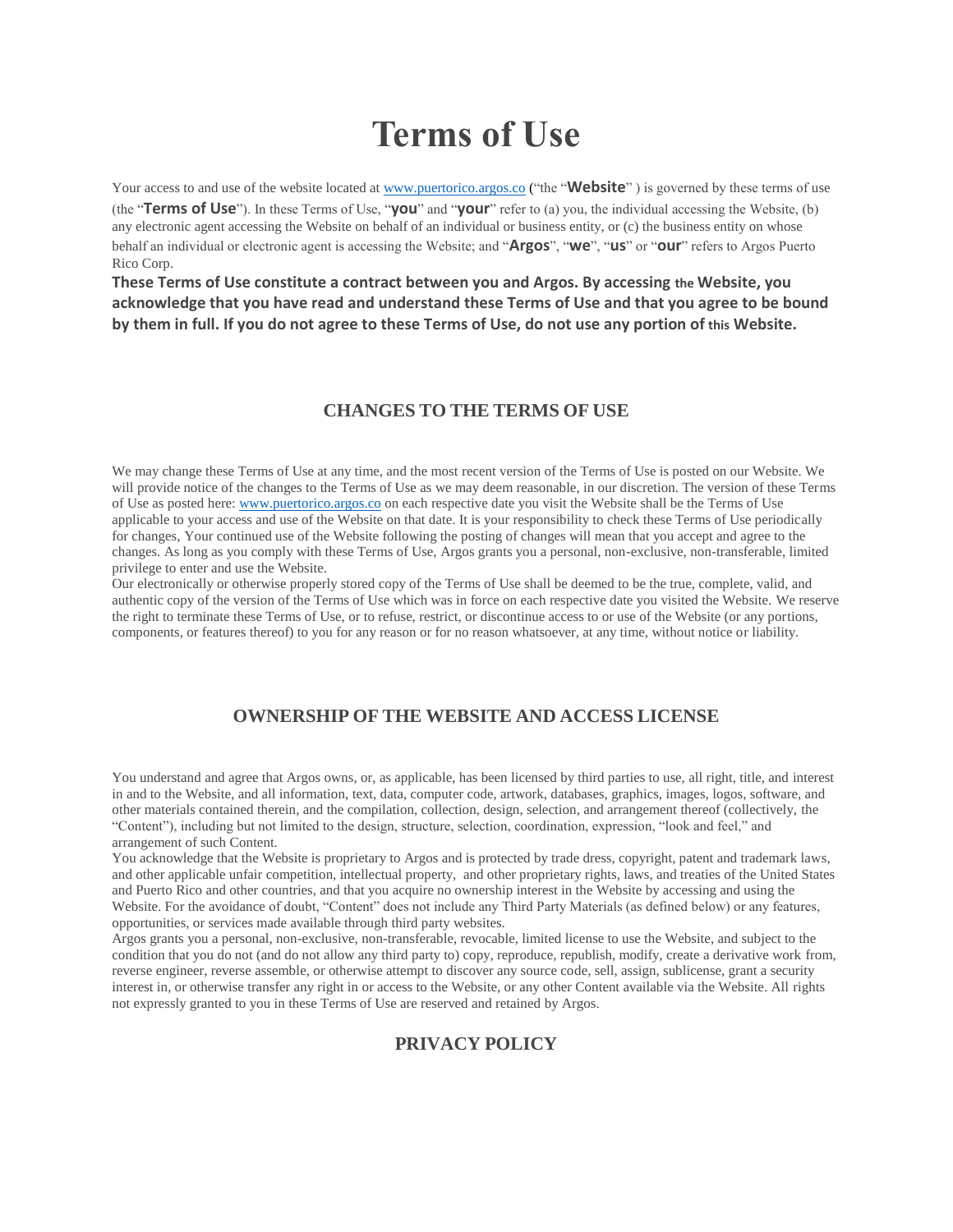# Terms of Use

Your access to and use of the website located at www.puertorico.argos.co ("the "**Website**" ) is governed by these terms of use (the "**Terms of Use**"). In these Terms of Use, "**you**" and "**your**" refer to (a) you, the individual accessing the Website, (b) any electronic agent accessing the Website on behalf of an individual or business entity, or (c) the business entity on whose behalf an individual or electronic agent is accessing the Website; and "**Argos**", "**we**", "**us**" or "**our**" refers to Argos Puerto Rico Corp.

**These Terms of Use constitute a contract between you and Argos. By accessing the Website, you acknowledge that you have read and understand these Terms of Use and that you agree to be bound by them in full. If you do not agree to these Terms of Use, do not use any portion of this Website.**

## CHANGES TO THE TERMS OF USE

We may change these Terms of Use at any time, and the most recent version of the Terms of Use is posted on our Website. We will provide notice of the changes to the Terms of Use as we may deem reasonable, in our discretion. The version of these Terms of Use as posted here: www.puertorico.argos.co on each respective date you visit the Website shall be the Terms of Use applicable to your access and use of the Website on that date. It is your responsibility to check these Terms of Use periodically for changes, Your continued use of the Website following the posting of changes will mean that you accept and agree to the changes. As long as you comply with these Terms of Use, Argos grants you a personal, non-exclusive, non-transferable, limited privilege to enter and use the Website.

Our electronically or otherwise properly stored copy of the Terms of Use shall be deemed to be the true, complete, valid, and authentic copy of the version of the Terms of Use which was in force on each respective date you visited the Website. We reserve the right to terminate these Terms of Use, or to refuse, restrict, or discontinue access to or use of the Website (or any portions, components, or features thereof) to you for any reason or for no reason whatsoever, at any time, without notice or liability.

## OWNERSHIP OF THE WEBSITE AND ACCESS LICENSE

You understand and agree that Argos owns, or, as applicable, has been licensed by third parties to use, all right, title, and interest in and to the Website, and all information, text, data, computer code, artwork, databases, graphics, images, logos, software, and other materials contained therein, and the compilation, collection, design, selection, and arrangement thereof (collectively, the "Content"), including but not limited to the design, structure, selection, coordination, expression, "look and feel," and arrangement of such Content.

You acknowledge that the Website is proprietary to Argos and is protected by trade dress, copyright, patent and trademark laws, and other applicable unfair competition, intellectual property, and other proprietary rights, laws, and treaties of the United States and Puerto Rico and other countries, and that you acquire no ownership interest in the Website by accessing and using the Website. For the avoidance of doubt, "Content" does not include any Third Party Materials (as defined below) or any features, opportunities, or services made available through third party websites.

Argos grants you a personal, non-exclusive, non-transferable, revocable, limited license to use the Website, and subject to the condition that you do not (and do not allow any third party to) copy, reproduce, republish, modify, create a derivative work from, reverse engineer, reverse assemble, or otherwise attempt to discover any source code, sell, assign, sublicense, grant a security interest in, or otherwise transfer any right in or access to the Website, or any other Content available via the Website. All rights not expressly granted to you in these Terms of Use are reserved and retained by Argos.

## PRIVACY POLICY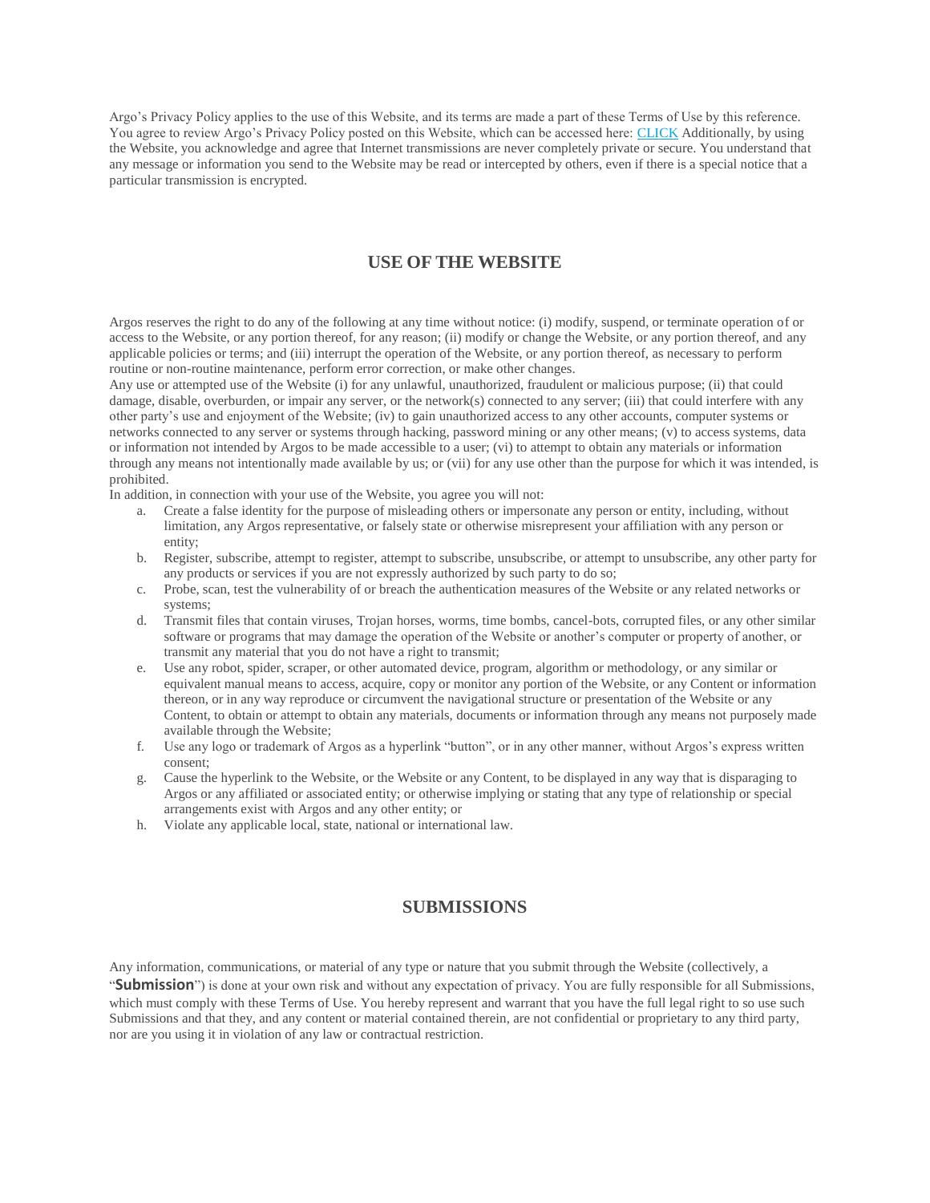Argo's Privacy Policy applies to the use of this Website, and its terms are made a part of these Terms of Use by this reference. You agree to review Argo's Privacy Policy posted on this Website, which can be accessed here: CLICK Additionally, by using the Website, you acknowledge and agree that Internet transmissions are never completely private or secure. You understand that any message or information you send to the Website may be read or intercepted by others, even if there is a special notice that a particular transmission is encrypted.

## USE OF THE WEBSITE

Argos reserves the right to do any of the following at any time without notice: (i) modify, suspend, or terminate operation of or access to the Website, or any portion thereof, for any reason; (ii) modify or change the Website, or any portion thereof, and any applicable policies or terms; and (iii) interrupt the operation of the Website, or any portion thereof, as necessary to perform routine or non-routine maintenance, perform error correction, or make other changes.

Any use or attempted use of the Website (i) for any unlawful, unauthorized, fraudulent or malicious purpose; (ii) that could damage, disable, overburden, or impair any server, or the network(s) connected to any server; (iii) that could interfere with any other party's use and enjoyment of the Website; (iv) to gain unauthorized access to any other accounts, computer systems or networks connected to any server or systems through hacking, password mining or any other means; (v) to access systems, data or information not intended by Argos to be made accessible to a user; (vi) to attempt to obtain any materials or information through any means not intentionally made available by us; or (vii) for any use other than the purpose for which it was intended, is prohibited.

In addition, in connection with your use of the Website, you agree you will not:

a. Create a false identity for the purpose of misleading others or impersonate any person or entity, including, without limitation, any Argos representative, or falsely state or otherwise misrepresent your affiliation with any person or entity;
b. Register, subscribe, attempt to register, attempt to subscribe, unsubscribe, or attempt to unsubscribe, any other party for any products or services if you are not expressly authorized by such party to do so;
c. Probe, scan, test the vulnerability of or breach the authentication measures of the Website or any related networks or systems;
d. Transmit files that contain viruses, Trojan horses, worms, time bombs, cancel-bots, corrupted files, or any other similar software or programs that may damage the operation of the Website or another's computer or property of another, or transmit any material that you do not have a right to transmit;
e. Use any robot, spider, scraper, or other automated device, program, algorithm or methodology, or any similar or equivalent manual means to access, acquire, copy or monitor any portion of the Website, or any Content or information thereon, or in any way reproduce or circumvent the navigational structure or presentation of the Website or any Content, to obtain or attempt to obtain any materials, documents or information through any means not purposely made available through the Website;
f. Use any logo or trademark of Argos as a hyperlink "button", or in any other manner, without Argos's express written consent;
g. Cause the hyperlink to the Website, or the Website or any Content, to be displayed in any way that is disparaging to Argos or any affiliated or associated entity; or otherwise implying or stating that any type of relationship or special arrangements exist with Argos and any other entity; or
h. Violate any applicable local, state, national or international law.

## SUBMISSIONS

Any information, communications, or material of any type or nature that you submit through the Website (collectively, a "**Submission**") is done at your own risk and without any expectation of privacy. You are fully responsible for all Submissions, which must comply with these Terms of Use. You hereby represent and warrant that you have the full legal right to so use such Submissions and that they, and any content or material contained therein, are not confidential or proprietary to any third party, nor are you using it in violation of any law or contractual restriction.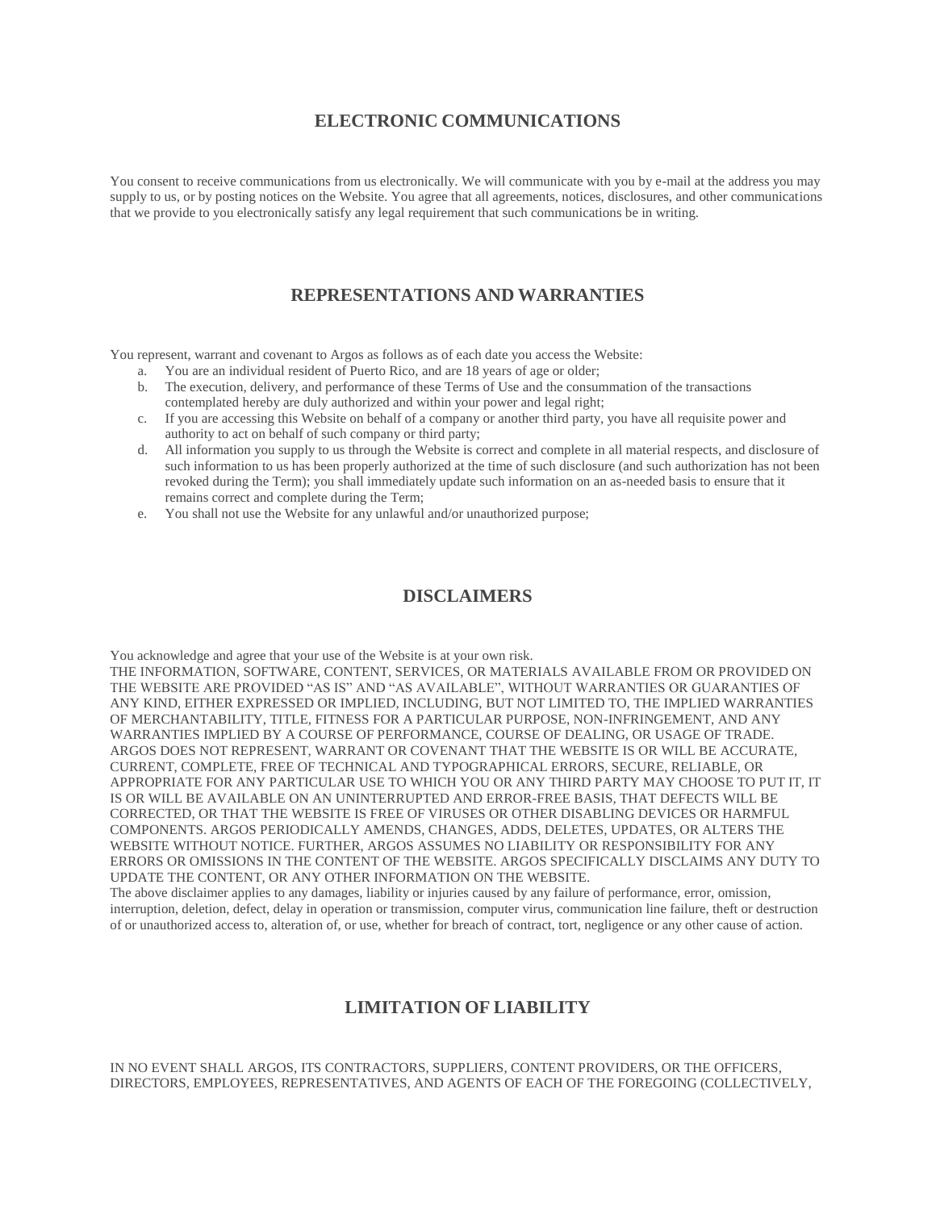## ELECTRONIC COMMUNICATIONS

You consent to receive communications from us electronically. We will communicate with you by e-mail at the address you may supply to us, or by posting notices on the Website. You agree that all agreements, notices, disclosures, and other communications that we provide to you electronically satisfy any legal requirement that such communications be in writing.

## REPRESENTATIONS AND WARRANTIES

You represent, warrant and covenant to Argos as follows as of each date you access the Website:

a. You are an individual resident of Puerto Rico, and are 18 years of age or older;
b. The execution, delivery, and performance of these Terms of Use and the consummation of the transactions contemplated hereby are duly authorized and within your power and legal right;
c. If you are accessing this Website on behalf of a company or another third party, you have all requisite power and authority to act on behalf of such company or third party;
d. All information you supply to us through the Website is correct and complete in all material respects, and disclosure of such information to us has been properly authorized at the time of such disclosure (and such authorization has not been revoked during the Term); you shall immediately update such information on an as-needed basis to ensure that it remains correct and complete during the Term;
e. You shall not use the Website for any unlawful and/or unauthorized purpose;

## DISCLAIMERS

You acknowledge and agree that your use of the Website is at your own risk.
THE INFORMATION, SOFTWARE, CONTENT, SERVICES, OR MATERIALS AVAILABLE FROM OR PROVIDED ON THE WEBSITE ARE PROVIDED "AS IS" AND "AS AVAILABLE", WITHOUT WARRANTIES OR GUARANTIES OF ANY KIND, EITHER EXPRESSED OR IMPLIED, INCLUDING, BUT NOT LIMITED TO, THE IMPLIED WARRANTIES OF MERCHANTABILITY, TITLE, FITNESS FOR A PARTICULAR PURPOSE, NON-INFRINGEMENT, AND ANY WARRANTIES IMPLIED BY A COURSE OF PERFORMANCE, COURSE OF DEALING, OR USAGE OF TRADE. ARGOS DOES NOT REPRESENT, WARRANT OR COVENANT THAT THE WEBSITE IS OR WILL BE ACCURATE, CURRENT, COMPLETE, FREE OF TECHNICAL AND TYPOGRAPHICAL ERRORS, SECURE, RELIABLE, OR APPROPRIATE FOR ANY PARTICULAR USE TO WHICH YOU OR ANY THIRD PARTY MAY CHOOSE TO PUT IT, IT IS OR WILL BE AVAILABLE ON AN UNINTERRUPTED AND ERROR-FREE BASIS, THAT DEFECTS WILL BE CORRECTED, OR THAT THE WEBSITE IS FREE OF VIRUSES OR OTHER DISABLING DEVICES OR HARMFUL COMPONENTS. ARGOS PERIODICALLY AMENDS, CHANGES, ADDS, DELETES, UPDATES, OR ALTERS THE WEBSITE WITHOUT NOTICE. FURTHER, ARGOS ASSUMES NO LIABILITY OR RESPONSIBILITY FOR ANY ERRORS OR OMISSIONS IN THE CONTENT OF THE WEBSITE. ARGOS SPECIFICALLY DISCLAIMS ANY DUTY TO UPDATE THE CONTENT, OR ANY OTHER INFORMATION ON THE WEBSITE.
The above disclaimer applies to any damages, liability or injuries caused by any failure of performance, error, omission, interruption, deletion, defect, delay in operation or transmission, computer virus, communication line failure, theft or destruction of or unauthorized access to, alteration of, or use, whether for breach of contract, tort, negligence or any other cause of action.

## LIMITATION OF LIABILITY

IN NO EVENT SHALL ARGOS, ITS CONTRACTORS, SUPPLIERS, CONTENT PROVIDERS, OR THE OFFICERS, DIRECTORS, EMPLOYEES, REPRESENTATIVES, AND AGENTS OF EACH OF THE FOREGOING (COLLECTIVELY,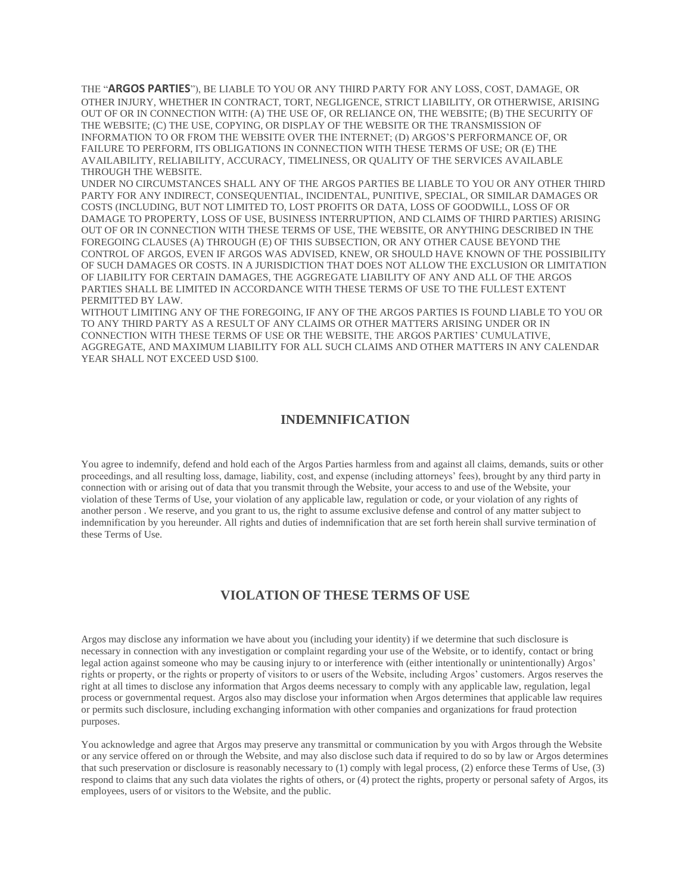THE "**ARGOS PARTIES**"), BE LIABLE TO YOU OR ANY THIRD PARTY FOR ANY LOSS, COST, DAMAGE, OR OTHER INJURY, WHETHER IN CONTRACT, TORT, NEGLIGENCE, STRICT LIABILITY, OR OTHERWISE, ARISING OUT OF OR IN CONNECTION WITH: (A) THE USE OF, OR RELIANCE ON, THE WEBSITE; (B) THE SECURITY OF THE WEBSITE; (C) THE USE, COPYING, OR DISPLAY OF THE WEBSITE OR THE TRANSMISSION OF INFORMATION TO OR FROM THE WEBSITE OVER THE INTERNET; (D) ARGOS'S PERFORMANCE OF, OR FAILURE TO PERFORM, ITS OBLIGATIONS IN CONNECTION WITH THESE TERMS OF USE; OR (E) THE AVAILABILITY, RELIABILITY, ACCURACY, TIMELINESS, OR QUALITY OF THE SERVICES AVAILABLE THROUGH THE WEBSITE.

UNDER NO CIRCUMSTANCES SHALL ANY OF THE ARGOS PARTIES BE LIABLE TO YOU OR ANY OTHER THIRD PARTY FOR ANY INDIRECT, CONSEQUENTIAL, INCIDENTAL, PUNITIVE, SPECIAL, OR SIMILAR DAMAGES OR COSTS (INCLUDING, BUT NOT LIMITED TO, LOST PROFITS OR DATA, LOSS OF GOODWILL, LOSS OF OR DAMAGE TO PROPERTY, LOSS OF USE, BUSINESS INTERRUPTION, AND CLAIMS OF THIRD PARTIES) ARISING OUT OF OR IN CONNECTION WITH THESE TERMS OF USE, THE WEBSITE, OR ANYTHING DESCRIBED IN THE FOREGOING CLAUSES (A) THROUGH (E) OF THIS SUBSECTION, OR ANY OTHER CAUSE BEYOND THE CONTROL OF ARGOS, EVEN IF ARGOS WAS ADVISED, KNEW, OR SHOULD HAVE KNOWN OF THE POSSIBILITY OF SUCH DAMAGES OR COSTS. IN A JURISDICTION THAT DOES NOT ALLOW THE EXCLUSION OR LIMITATION OF LIABILITY FOR CERTAIN DAMAGES, THE AGGREGATE LIABILITY OF ANY AND ALL OF THE ARGOS PARTIES SHALL BE LIMITED IN ACCORDANCE WITH THESE TERMS OF USE TO THE FULLEST EXTENT PERMITTED BY LAW.

WITHOUT LIMITING ANY OF THE FOREGOING, IF ANY OF THE ARGOS PARTIES IS FOUND LIABLE TO YOU OR TO ANY THIRD PARTY AS A RESULT OF ANY CLAIMS OR OTHER MATTERS ARISING UNDER OR IN CONNECTION WITH THESE TERMS OF USE OR THE WEBSITE, THE ARGOS PARTIES' CUMULATIVE, AGGREGATE, AND MAXIMUM LIABILITY FOR ALL SUCH CLAIMS AND OTHER MATTERS IN ANY CALENDAR YEAR SHALL NOT EXCEED USD $100.

## INDEMNIFICATION

You agree to indemnify, defend and hold each of the Argos Parties harmless from and against all claims, demands, suits or other proceedings, and all resulting loss, damage, liability, cost, and expense (including attorneys' fees), brought by any third party in connection with or arising out of data that you transmit through the Website, your access to and use of the Website, your violation of these Terms of Use, your violation of any applicable law, regulation or code, or your violation of any rights of another person . We reserve, and you grant to us, the right to assume exclusive defense and control of any matter subject to indemnification by you hereunder. All rights and duties of indemnification that are set forth herein shall survive termination of these Terms of Use.

## VIOLATION OF THESE TERMS OF USE

Argos may disclose any information we have about you (including your identity) if we determine that such disclosure is necessary in connection with any investigation or complaint regarding your use of the Website, or to identify, contact or bring legal action against someone who may be causing injury to or interference with (either intentionally or unintentionally) Argos' rights or property, or the rights or property of visitors to or users of the Website, including Argos' customers. Argos reserves the right at all times to disclose any information that Argos deems necessary to comply with any applicable law, regulation, legal process or governmental request. Argos also may disclose your information when Argos determines that applicable law requires or permits such disclosure, including exchanging information with other companies and organizations for fraud protection purposes.

You acknowledge and agree that Argos may preserve any transmittal or communication by you with Argos through the Website or any service offered on or through the Website, and may also disclose such data if required to do so by law or Argos determines that such preservation or disclosure is reasonably necessary to (1) comply with legal process, (2) enforce these Terms of Use, (3) respond to claims that any such data violates the rights of others, or (4) protect the rights, property or personal safety of Argos, its employees, users of or visitors to the Website, and the public.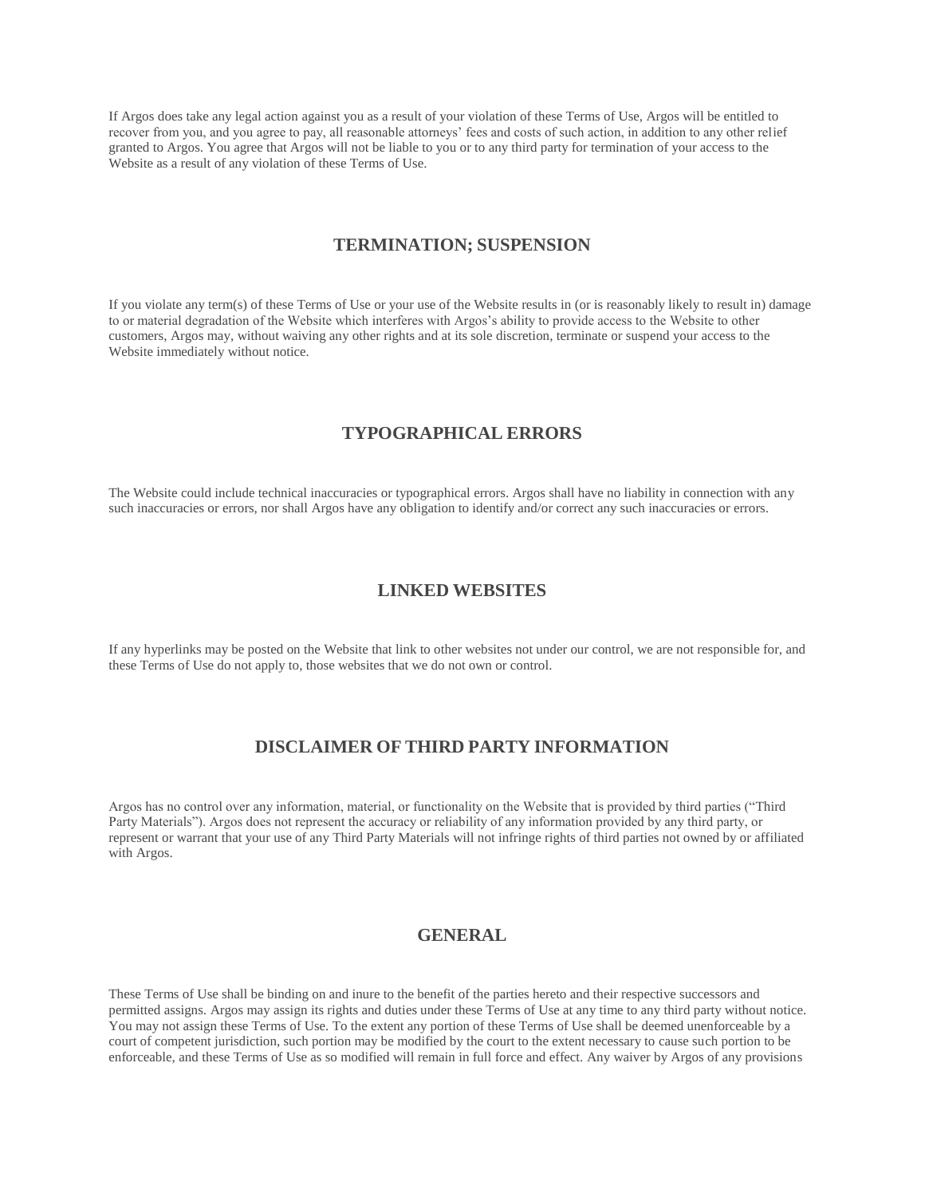If Argos does take any legal action against you as a result of your violation of these Terms of Use, Argos will be entitled to recover from you, and you agree to pay, all reasonable attorneys' fees and costs of such action, in addition to any other relief granted to Argos. You agree that Argos will not be liable to you or to any third party for termination of your access to the Website as a result of any violation of these Terms of Use.

## TERMINATION; SUSPENSION

If you violate any term(s) of these Terms of Use or your use of the Website results in (or is reasonably likely to result in) damage to or material degradation of the Website which interferes with Argos's ability to provide access to the Website to other customers, Argos may, without waiving any other rights and at its sole discretion, terminate or suspend your access to the Website immediately without notice.

## TYPOGRAPHICAL ERRORS

The Website could include technical inaccuracies or typographical errors. Argos shall have no liability in connection with any such inaccuracies or errors, nor shall Argos have any obligation to identify and/or correct any such inaccuracies or errors.

## LINKED WEBSITES

If any hyperlinks may be posted on the Website that link to other websites not under our control, we are not responsible for, and these Terms of Use do not apply to, those websites that we do not own or control.

## DISCLAIMER OF THIRD PARTY INFORMATION

Argos has no control over any information, material, or functionality on the Website that is provided by third parties ("Third Party Materials"). Argos does not represent the accuracy or reliability of any information provided by any third party, or represent or warrant that your use of any Third Party Materials will not infringe rights of third parties not owned by or affiliated with Argos.

## GENERAL

These Terms of Use shall be binding on and inure to the benefit of the parties hereto and their respective successors and permitted assigns. Argos may assign its rights and duties under these Terms of Use at any time to any third party without notice. You may not assign these Terms of Use. To the extent any portion of these Terms of Use shall be deemed unenforceable by a court of competent jurisdiction, such portion may be modified by the court to the extent necessary to cause such portion to be enforceable, and these Terms of Use as so modified will remain in full force and effect. Any waiver by Argos of any provisions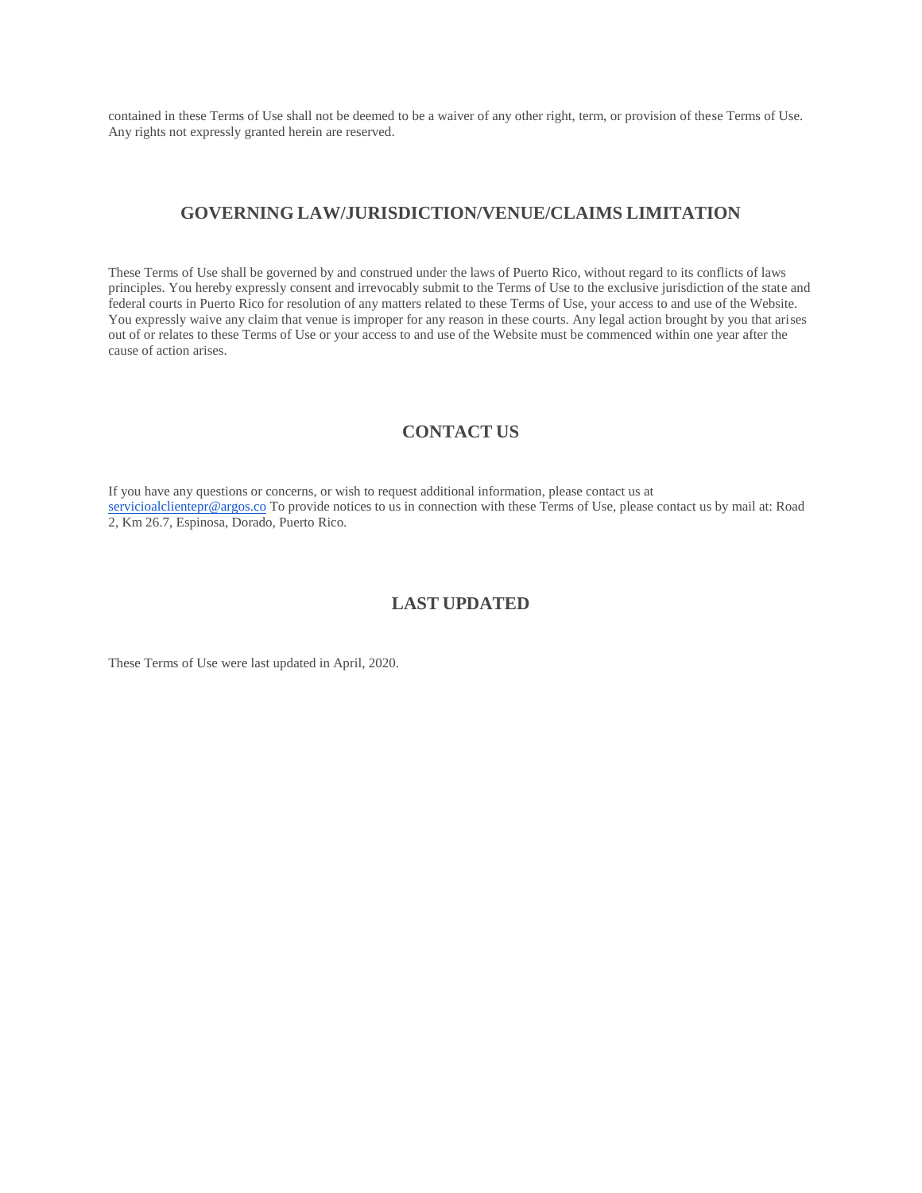contained in these Terms of Use shall not be deemed to be a waiver of any other right, term, or provision of these Terms of Use. Any rights not expressly granted herein are reserved.

## GOVERNING LAW/JURISDICTION/VENUE/CLAIMS LIMITATION

These Terms of Use shall be governed by and construed under the laws of Puerto Rico, without regard to its conflicts of laws principles. You hereby expressly consent and irrevocably submit to the Terms of Use to the exclusive jurisdiction of the state and federal courts in Puerto Rico for resolution of any matters related to these Terms of Use, your access to and use of the Website. You expressly waive any claim that venue is improper for any reason in these courts. Any legal action brought by you that arises out of or relates to these Terms of Use or your access to and use of the Website must be commenced within one year after the cause of action arises.

## CONTACT US

If you have any questions or concerns, or wish to request additional information, please contact us at servicioalclientepr@argos.co To provide notices to us in connection with these Terms of Use, please contact us by mail at: Road 2, Km 26.7, Espinosa, Dorado, Puerto Rico.

## LAST UPDATED

These Terms of Use were last updated in April, 2020.